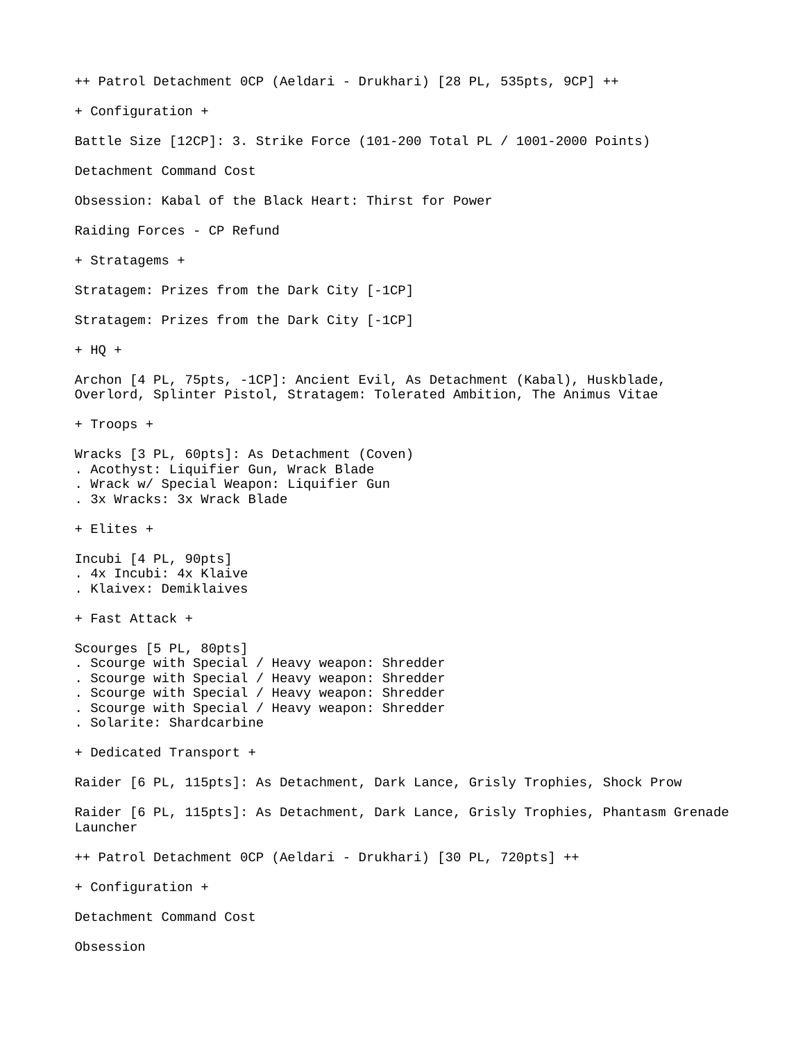++ Patrol Detachment 0CP (Aeldari - Drukhari) [28 PL, 535pts, 9CP] ++

+ Configuration +

Battle Size [12CP]: 3. Strike Force (101-200 Total PL / 1001-2000 Points)

Detachment Command Cost

Obsession: Kabal of the Black Heart: Thirst for Power

Raiding Forces - CP Refund

+ Stratagems +

Stratagem: Prizes from the Dark City [-1CP]

Stratagem: Prizes from the Dark City [-1CP]

+ HQ +

Archon [4 PL, 75pts, -1CP]: Ancient Evil, As Detachment (Kabal), Huskblade, Overlord, Splinter Pistol, Stratagem: Tolerated Ambition, The Animus Vitae

+ Troops +

Wracks [3 PL, 60pts]: As Detachment (Coven)
. Acothyst: Liquifier Gun, Wrack Blade
. Wrack w/ Special Weapon: Liquifier Gun
. 3x Wracks: 3x Wrack Blade

+ Elites +

Incubi [4 PL, 90pts]
. 4x Incubi: 4x Klaive
. Klaivex: Demiklaives

+ Fast Attack +

Scourges [5 PL, 80pts]
. Scourge with Special / Heavy weapon: Shredder
. Scourge with Special / Heavy weapon: Shredder
. Scourge with Special / Heavy weapon: Shredder
. Scourge with Special / Heavy weapon: Shredder
. Solarite: Shardcarbine

+ Dedicated Transport +

Raider [6 PL, 115pts]: As Detachment, Dark Lance, Grisly Trophies, Shock Prow

Raider [6 PL, 115pts]: As Detachment, Dark Lance, Grisly Trophies, Phantasm Grenade Launcher

++ Patrol Detachment 0CP (Aeldari - Drukhari) [30 PL, 720pts] ++

+ Configuration +

Detachment Command Cost

Obsession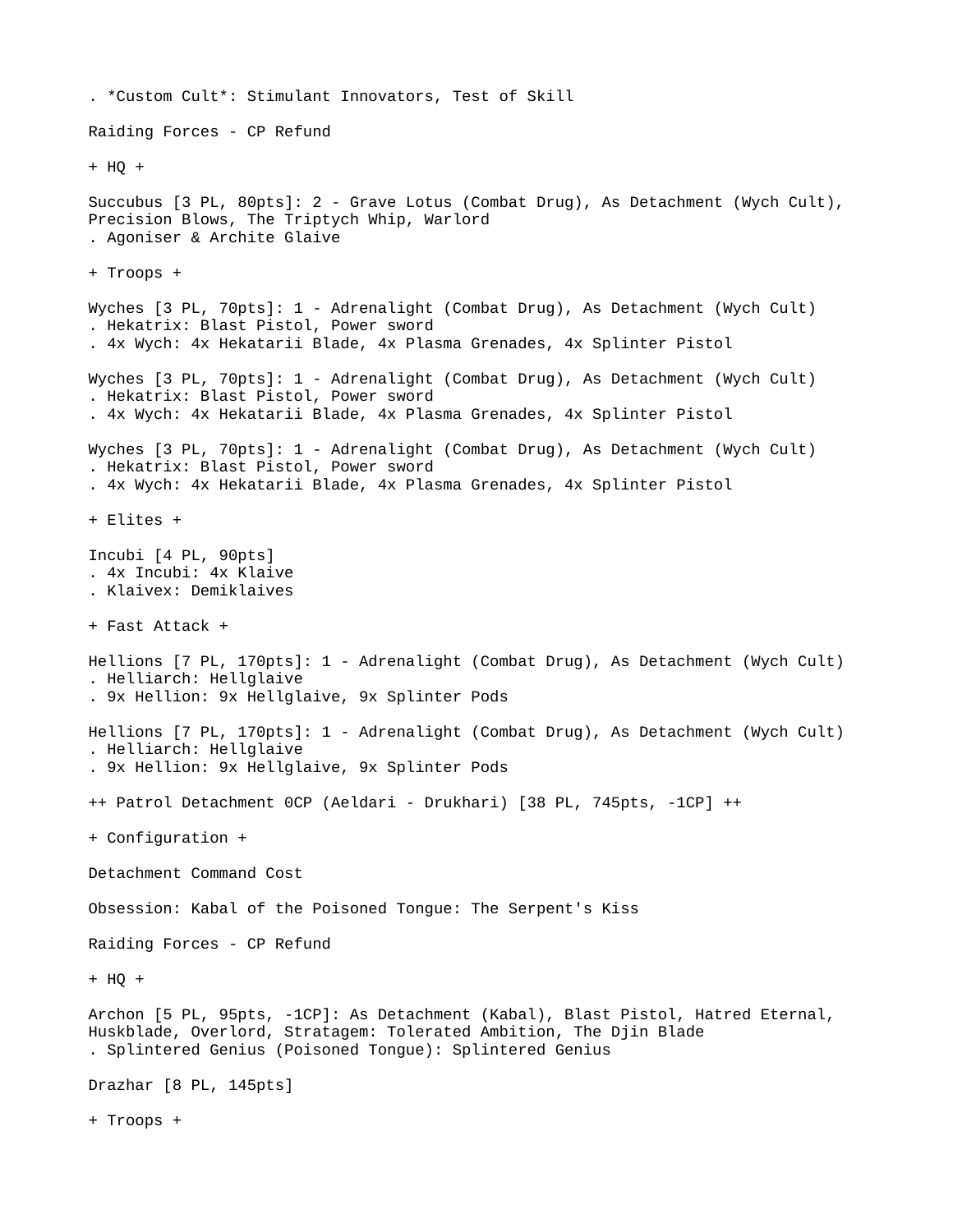. *Custom Cult*: Stimulant Innovators, Test of Skill

Raiding Forces - CP Refund

+ HQ +

Succubus [3 PL, 80pts]: 2 - Grave Lotus (Combat Drug), As Detachment (Wych Cult), Precision Blows, The Triptych Whip, Warlord
. Agoniser & Archite Glaive

+ Troops +

Wyches [3 PL, 70pts]: 1 - Adrenalight (Combat Drug), As Detachment (Wych Cult)
. Hekatrix: Blast Pistol, Power sword
. 4x Wych: 4x Hekatarii Blade, 4x Plasma Grenades, 4x Splinter Pistol

Wyches [3 PL, 70pts]: 1 - Adrenalight (Combat Drug), As Detachment (Wych Cult)
. Hekatrix: Blast Pistol, Power sword
. 4x Wych: 4x Hekatarii Blade, 4x Plasma Grenades, 4x Splinter Pistol

Wyches [3 PL, 70pts]: 1 - Adrenalight (Combat Drug), As Detachment (Wych Cult)
. Hekatrix: Blast Pistol, Power sword
. 4x Wych: 4x Hekatarii Blade, 4x Plasma Grenades, 4x Splinter Pistol

+ Elites +

Incubi [4 PL, 90pts]
. 4x Incubi: 4x Klaive
. Klaivex: Demiklaives

+ Fast Attack +

Hellions [7 PL, 170pts]: 1 - Adrenalight (Combat Drug), As Detachment (Wych Cult)
. Helliarch: Hellglaive
. 9x Hellion: 9x Hellglaive, 9x Splinter Pods

Hellions [7 PL, 170pts]: 1 - Adrenalight (Combat Drug), As Detachment (Wych Cult)
. Helliarch: Hellglaive
. 9x Hellion: 9x Hellglaive, 9x Splinter Pods

++ Patrol Detachment 0CP (Aeldari - Drukhari) [38 PL, 745pts, -1CP] ++

+ Configuration +

Detachment Command Cost

Obsession: Kabal of the Poisoned Tongue: The Serpent's Kiss

Raiding Forces - CP Refund

+ HQ +

Archon [5 PL, 95pts, -1CP]: As Detachment (Kabal), Blast Pistol, Hatred Eternal, Huskblade, Overlord, Stratagem: Tolerated Ambition, The Djin Blade
. Splintered Genius (Poisoned Tongue): Splintered Genius

Drazhar [8 PL, 145pts]

+ Troops +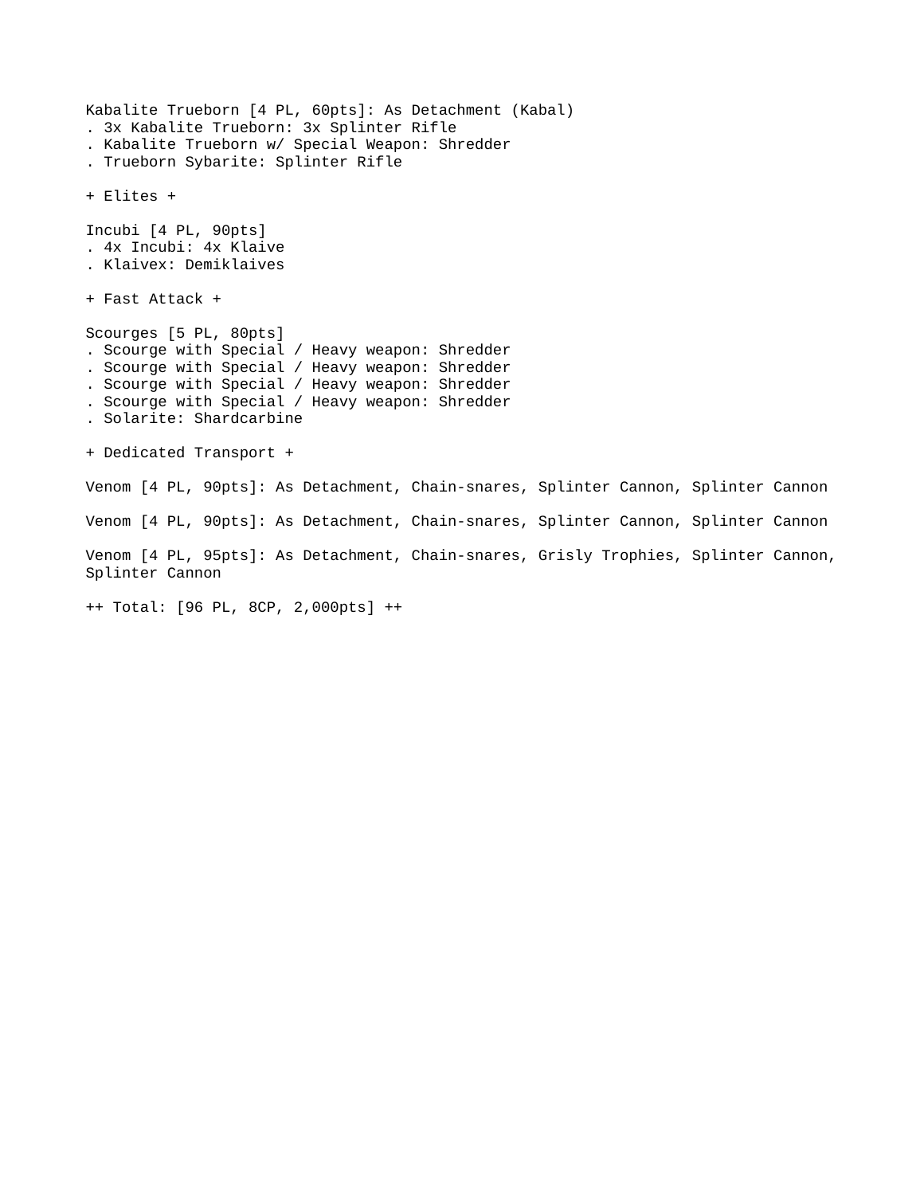Kabalite Trueborn [4 PL, 60pts]: As Detachment (Kabal)
. 3x Kabalite Trueborn: 3x Splinter Rifle
. Kabalite Trueborn w/ Special Weapon: Shredder
. Trueborn Sybarite: Splinter Rifle

+ Elites +

Incubi [4 PL, 90pts]
. 4x Incubi: 4x Klaive
. Klaivex: Demiklaives

+ Fast Attack +

Scourges [5 PL, 80pts]
. Scourge with Special / Heavy weapon: Shredder
. Scourge with Special / Heavy weapon: Shredder
. Scourge with Special / Heavy weapon: Shredder
. Scourge with Special / Heavy weapon: Shredder
. Solarite: Shardcarbine

+ Dedicated Transport +

Venom [4 PL, 90pts]: As Detachment, Chain-snares, Splinter Cannon, Splinter Cannon

Venom [4 PL, 90pts]: As Detachment, Chain-snares, Splinter Cannon, Splinter Cannon

Venom [4 PL, 95pts]: As Detachment, Chain-snares, Grisly Trophies, Splinter Cannon, Splinter Cannon

++ Total: [96 PL, 8CP, 2,000pts] ++